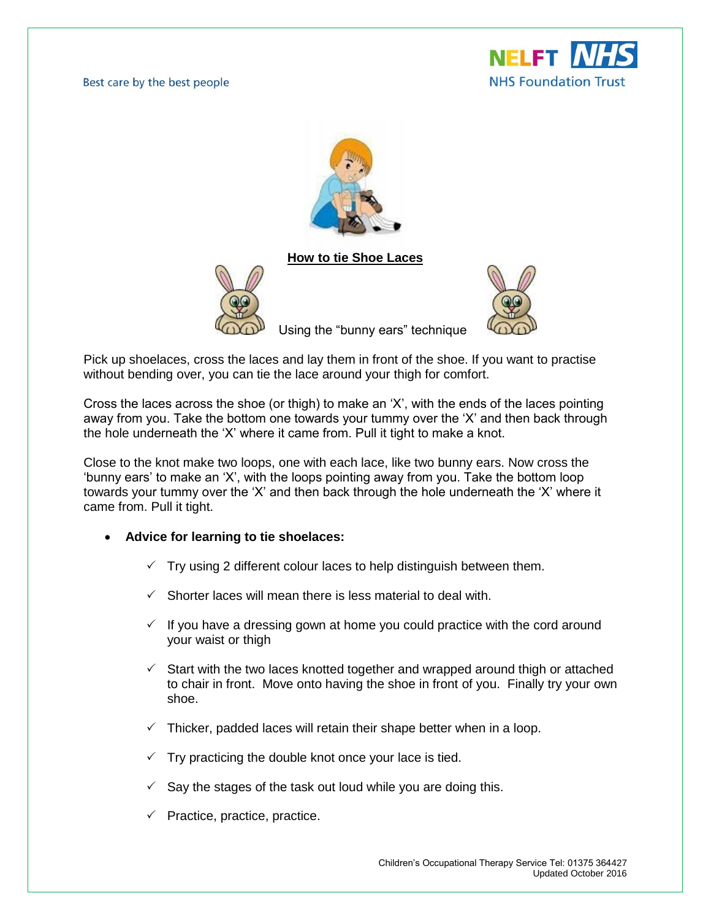Best care by the best people

NELFT NHS Foundation Trust

## How to tie Shoe Laces

Using the "bunny ears" technique

Pick up shoelaces, cross the laces and lay them in front of the shoe. If you want to practise without bending over, you can tie the lace around your thigh for comfort.

Cross the laces across the shoe (or thigh) to make an 'X', with the ends of the laces pointing away from you. Take the bottom one towards your tummy over the 'X' and then back through the hole underneath the 'X' where it came from. Pull it tight to make a knot.

Close to the knot make two loops, one with each lace, like two bunny ears. Now cross the 'bunny ears' to make an 'X', with the loops pointing away from you. Take the bottom loop towards your tummy over the 'X' and then back through the hole underneath the 'X' where it came from. Pull it tight.

- **Advice for learning to tie shoelaces:**
  - ✓ Try using 2 different colour laces to help distinguish between them.
  - ✓ Shorter laces will mean there is less material to deal with.
  - ✓ If you have a dressing gown at home you could practice with the cord around your waist or thigh
  - ✓ Start with the two laces knotted together and wrapped around thigh or attached to chair in front. Move onto having the shoe in front of you. Finally try your own shoe.
  - ✓ Thicker, padded laces will retain their shape better when in a loop.
  - ✓ Try practicing the double knot once your lace is tied.
  - ✓ Say the stages of the task out loud while you are doing this.
  - ✓ Practice, practice, practice.

Children's Occupational Therapy Service Tel: 01375 364427
Updated October 2016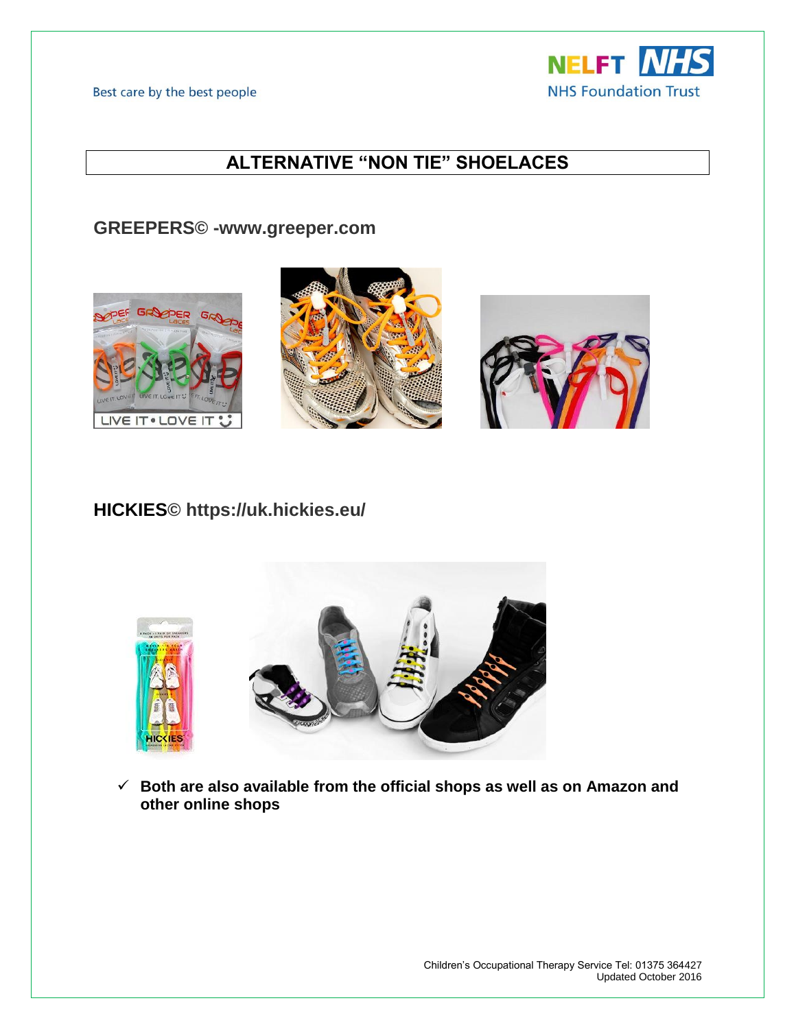## ALTERNATIVE "NON TIE" SHOELACES

### GREEPERS© -www.greeper.com

### HICKIES© https://uk.hickies.eu/

- ✓ **Both are also available from the official shops as well as on Amazon and other online shops**

Children's Occupational Therapy Service Tel: 01375 364427
Updated October 2016